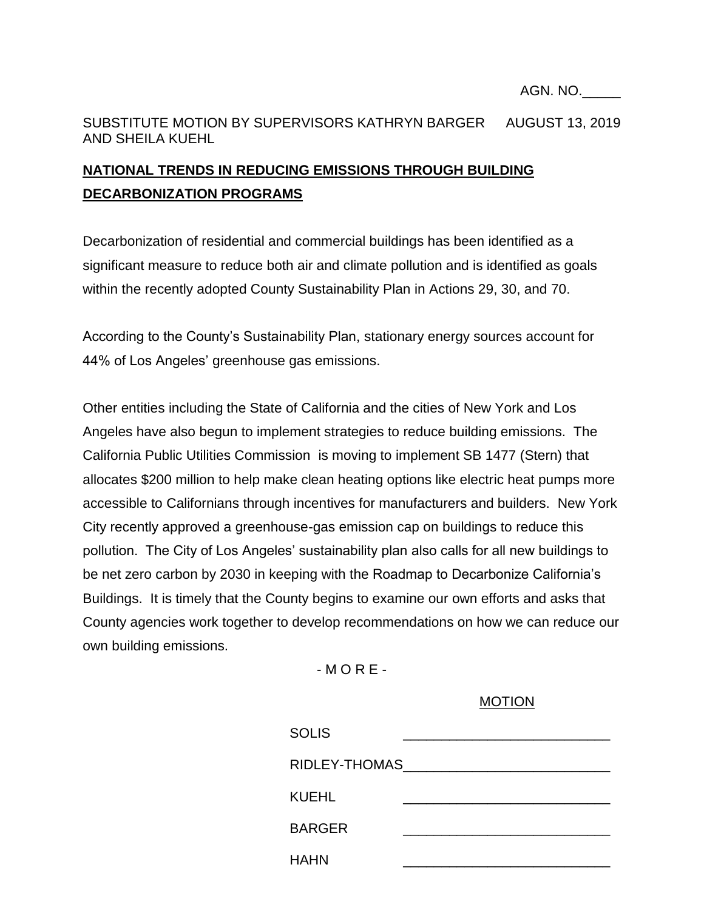AGN. NO.\_\_\_\_\_

SUBSTITUTE MOTION BY SUPERVISORS KATHRYN BARGER AND SHEILA KUEHL — AUGUST 13, 2019

**NATIONAL TRENDS IN REDUCING EMISSIONS THROUGH BUILDING DECARBONIZATION PROGRAMS**

Decarbonization of residential and commercial buildings has been identified as a significant measure to reduce both air and climate pollution and is identified as goals within the recently adopted County Sustainability Plan in Actions 29, 30, and 70.

According to the County's Sustainability Plan, stationary energy sources account for 44% of Los Angeles' greenhouse gas emissions.

Other entities including the State of California and the cities of New York and Los Angeles have also begun to implement strategies to reduce building emissions. The California Public Utilities Commission is moving to implement SB 1477 (Stern) that allocates $200 million to help make clean heating options like electric heat pumps more accessible to Californians through incentives for manufacturers and builders. New York City recently approved a greenhouse-gas emission cap on buildings to reduce this pollution. The City of Los Angeles' sustainability plan also calls for all new buildings to be net zero carbon by 2030 in keeping with the Roadmap to Decarbonize California's Buildings. It is timely that the County begins to examine our own efforts and asks that County agencies work together to develop recommendations on how we can reduce our own building emissions.

\- M O R E -

MOTION

| | |
|---|---|
| SOLIS | \_\_\_\_\_\_\_\_\_\_\_\_\_\_\_\_\_\_\_\_\_\_\_\_\_\_\_ |
| RIDLEY-THOMAS | \_\_\_\_\_\_\_\_\_\_\_\_\_\_\_\_\_\_\_\_\_\_\_\_\_\_\_ |
| KUEHL | \_\_\_\_\_\_\_\_\_\_\_\_\_\_\_\_\_\_\_\_\_\_\_\_\_\_\_ |
| BARGER | \_\_\_\_\_\_\_\_\_\_\_\_\_\_\_\_\_\_\_\_\_\_\_\_\_\_\_ |
| HAHN | \_\_\_\_\_\_\_\_\_\_\_\_\_\_\_\_\_\_\_\_\_\_\_\_\_\_\_ |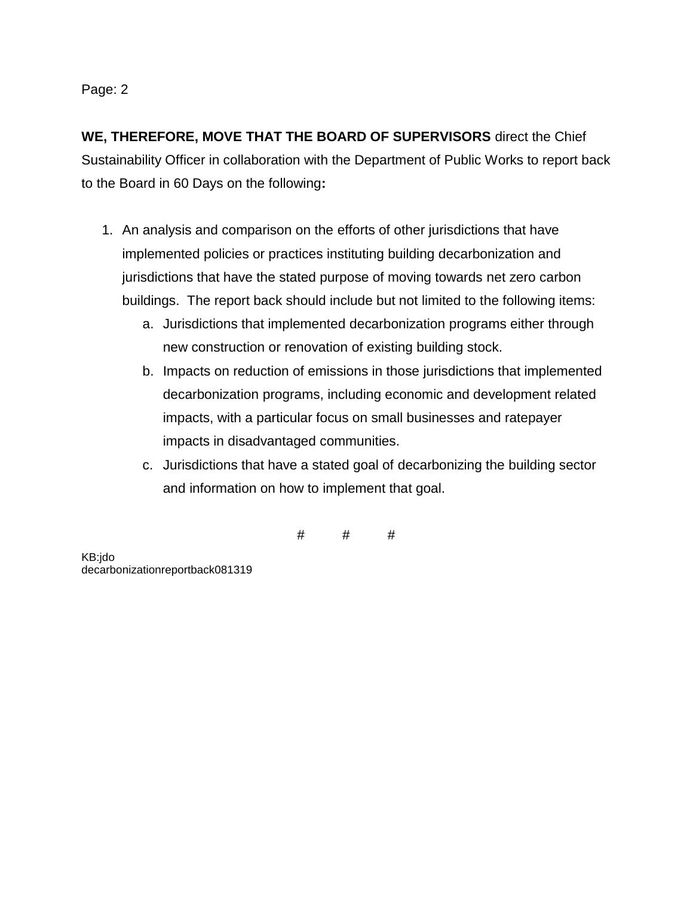**WE, THEREFORE, MOVE THAT THE BOARD OF SUPERVISORS** direct the Chief Sustainability Officer in collaboration with the Department of Public Works to report back to the Board in 60 Days on the following**:**

1. An analysis and comparison on the efforts of other jurisdictions that have implemented policies or practices instituting building decarbonization and jurisdictions that have the stated purpose of moving towards net zero carbon buildings. The report back should include but not limited to the following items:
   a. Jurisdictions that implemented decarbonization programs either through new construction or renovation of existing building stock.
   b. Impacts on reduction of emissions in those jurisdictions that implemented decarbonization programs, including economic and development related impacts, with a particular focus on small businesses and ratepayer impacts in disadvantaged communities.
   c. Jurisdictions that have a stated goal of decarbonizing the building sector and information on how to implement that goal.

# # #

KB:jdo
decarbonizationreportback081319